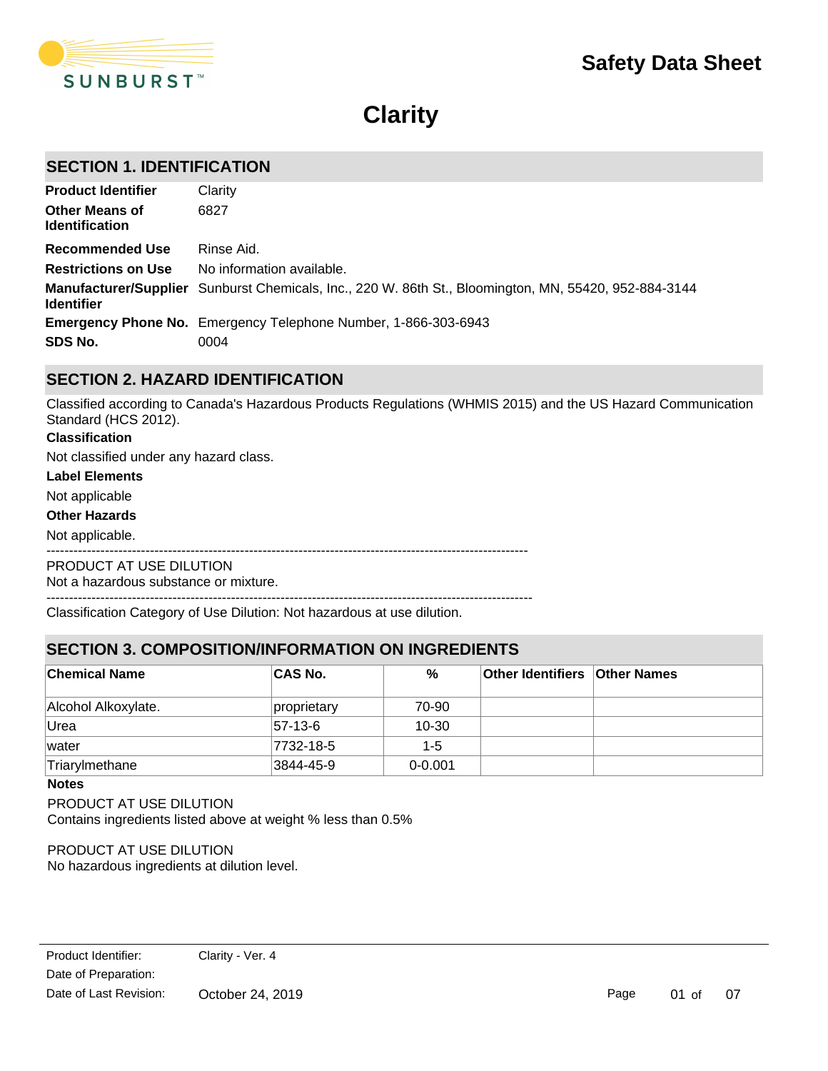SUNBURST™

# Safety Data Sheet

# Clarity

## SECTION 1. IDENTIFICATION

| | |
|---|---|
| **Product Identifier** | Clarity |
| **Other Means of Identification** | 6827 |
| **Recommended Use** | Rinse Aid. |
| **Restrictions on Use** | No information available. |
| **Manufacturer/Supplier Identifier** | Sunburst Chemicals, Inc., 220 W. 86th St., Bloomington, MN, 55420, 952-884-3144 |
| **Emergency Phone No.** | Emergency Telephone Number, 1-866-303-6943 |
| **SDS No.** | 0004 |

## SECTION 2. HAZARD IDENTIFICATION

Classified according to Canada's Hazardous Products Regulations (WHMIS 2015) and the US Hazard Communication Standard (HCS 2012).

**Classification**

Not classified under any hazard class.

**Label Elements**

Not applicable

**Other Hazards**

Not applicable.

---

PRODUCT AT USE DILUTION
Not a hazardous substance or mixture.

---

Classification Category of Use Dilution: Not hazardous at use dilution.

## SECTION 3. COMPOSITION/INFORMATION ON INGREDIENTS

| Chemical Name | CAS No. | % | Other Identifiers | Other Names |
|---|---|---|---|---|
| Alcohol Alkoxylate. | proprietary | 70-90 | | |
| Urea | 57-13-6 | 10-30 | | |
| water | 7732-18-5 | 1-5 | | |
| Triarylmethane | 3844-45-9 | 0-0.001 | | |

**Notes**

PRODUCT AT USE DILUTION
Contains ingredients listed above at weight % less than 0.5%

PRODUCT AT USE DILUTION
No hazardous ingredients at dilution level.

Product Identifier: Clarity - Ver. 4
Date of Preparation:
Date of Last Revision: October 24, 2019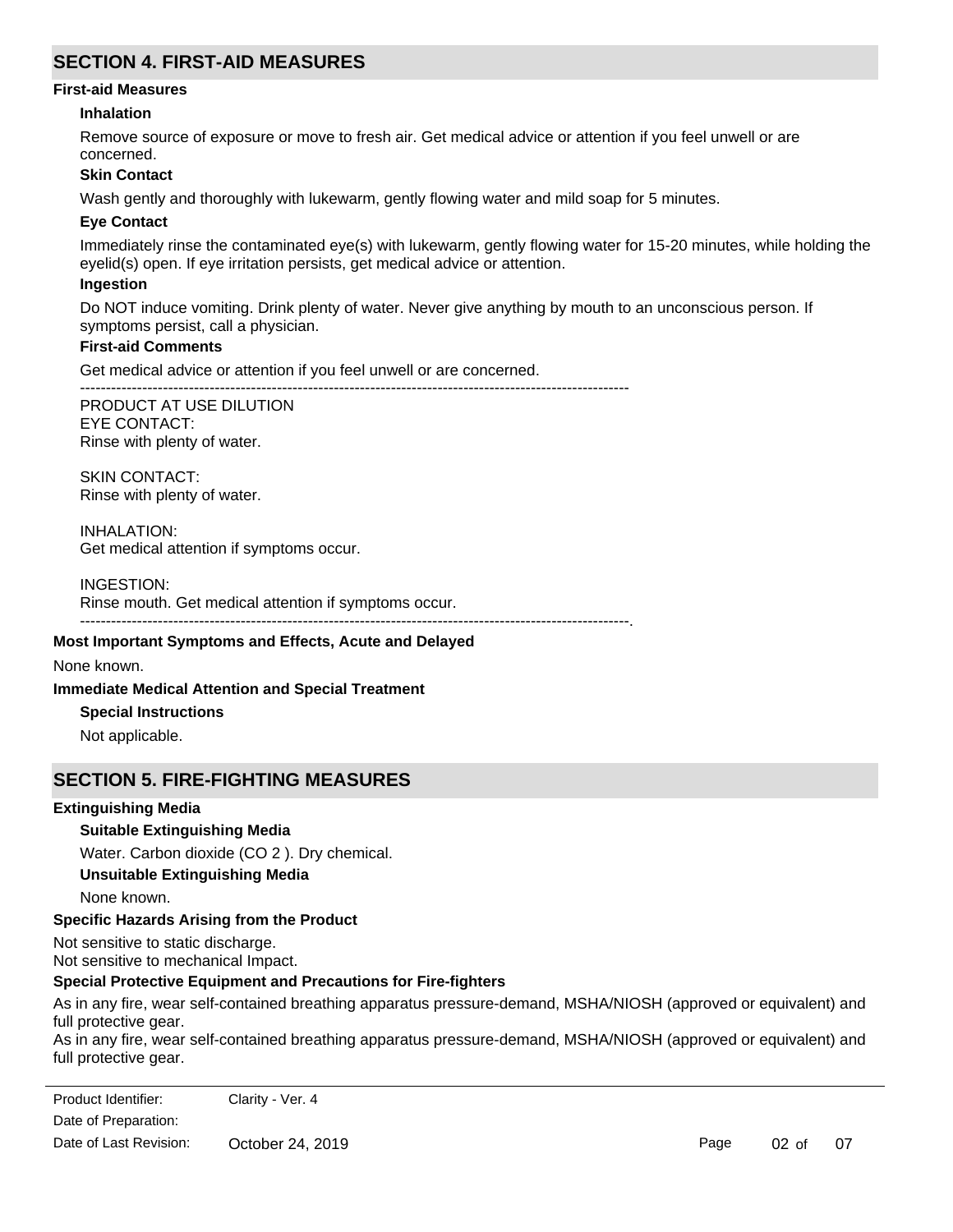## SECTION 4. FIRST-AID MEASURES

### First-aid Measures

**Inhalation**

Remove source of exposure or move to fresh air. Get medical advice or attention if you feel unwell or are concerned.

**Skin Contact**

Wash gently and thoroughly with lukewarm, gently flowing water and mild soap for 5 minutes.

**Eye Contact**

Immediately rinse the contaminated eye(s) with lukewarm, gently flowing water for 15-20 minutes, while holding the eyelid(s) open. If eye irritation persists, get medical advice or attention.

**Ingestion**

Do NOT induce vomiting. Drink plenty of water. Never give anything by mouth to an unconscious person. If symptoms persist, call a physician.

**First-aid Comments**

Get medical advice or attention if you feel unwell or are concerned.

----------------------------------------------------------------------------------------------------------

PRODUCT AT USE DILUTION
EYE CONTACT:
Rinse with plenty of water.

SKIN CONTACT:
Rinse with plenty of water.

INHALATION:
Get medical attention if symptoms occur.

INGESTION:
Rinse mouth. Get medical attention if symptoms occur.

----------------------------------------------------------------------------------------------------------.

### Most Important Symptoms and Effects, Acute and Delayed

None known.

### Immediate Medical Attention and Special Treatment

**Special Instructions**

Not applicable.

## SECTION 5. FIRE-FIGHTING MEASURES

### Extinguishing Media

**Suitable Extinguishing Media**

Water. Carbon dioxide ($CO_2$). Dry chemical.

**Unsuitable Extinguishing Media**

None known.

### Specific Hazards Arising from the Product

Not sensitive to static discharge.
Not sensitive to mechanical Impact.

### Special Protective Equipment and Precautions for Fire-fighters

As in any fire, wear self-contained breathing apparatus pressure-demand, MSHA/NIOSH (approved or equivalent) and full protective gear.
As in any fire, wear self-contained breathing apparatus pressure-demand, MSHA/NIOSH (approved or equivalent) and full protective gear.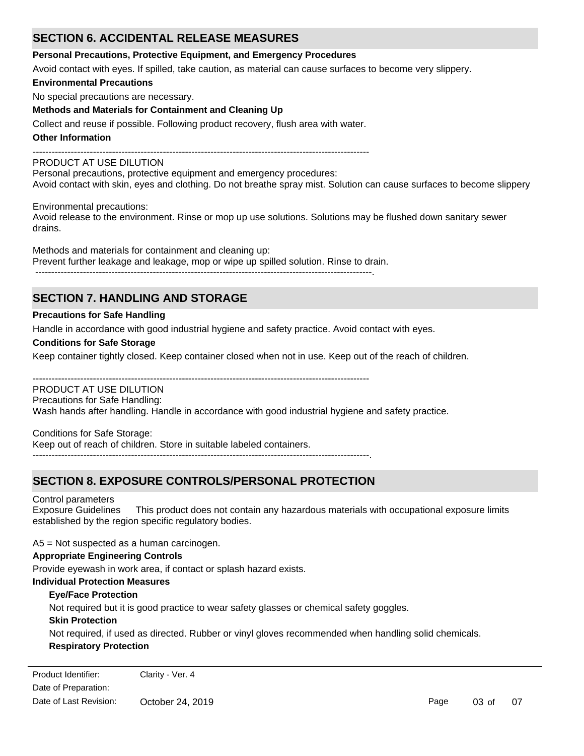## SECTION 6. ACCIDENTAL RELEASE MEASURES

**Personal Precautions, Protective Equipment, and Emergency Procedures**

Avoid contact with eyes. If spilled, take caution, as material can cause surfaces to become very slippery.

**Environmental Precautions**

No special precautions are necessary.

**Methods and Materials for Containment and Cleaning Up**

Collect and reuse if possible. Following product recovery, flush area with water.

**Other Information**

--------------------------------------------------------------------------------------------------------

PRODUCT AT USE DILUTION
Personal precautions, protective equipment and emergency procedures:
Avoid contact with skin, eyes and clothing. Do not breathe spray mist. Solution can cause surfaces to become slippery

Environmental precautions:
Avoid release to the environment. Rinse or mop up use solutions. Solutions may be flushed down sanitary sewer drains.

Methods and materials for containment and cleaning up:
Prevent further leakage and leakage, mop or wipe up spilled solution. Rinse to drain.
--------------------------------------------------------------------------------------------------------.

## SECTION 7. HANDLING AND STORAGE

**Precautions for Safe Handling**

Handle in accordance with good industrial hygiene and safety practice. Avoid contact with eyes.

**Conditions for Safe Storage**

Keep container tightly closed. Keep container closed when not in use. Keep out of the reach of children.

--------------------------------------------------------------------------------------------------------

PRODUCT AT USE DILUTION
Precautions for Safe Handling:
Wash hands after handling. Handle in accordance with good industrial hygiene and safety practice.

Conditions for Safe Storage:
Keep out of reach of children. Store in suitable labeled containers.
--------------------------------------------------------------------------------------------------------.

## SECTION 8. EXPOSURE CONTROLS/PERSONAL PROTECTION

Control parameters
Exposure Guidelines This product does not contain any hazardous materials with occupational exposure limits established by the region specific regulatory bodies.

A5 = Not suspected as a human carcinogen.

**Appropriate Engineering Controls**

Provide eyewash in work area, if contact or splash hazard exists.

**Individual Protection Measures**

**Eye/Face Protection**

Not required but it is good practice to wear safety glasses or chemical safety goggles.

**Skin Protection**

Not required, if used as directed. Rubber or vinyl gloves recommended when handling solid chemicals.

**Respiratory Protection**

| Product Identifier: | Clarity - Ver. 4 |
|---|---|
| Date of Preparation: | |
| Date of Last Revision: | October 24, 2019 |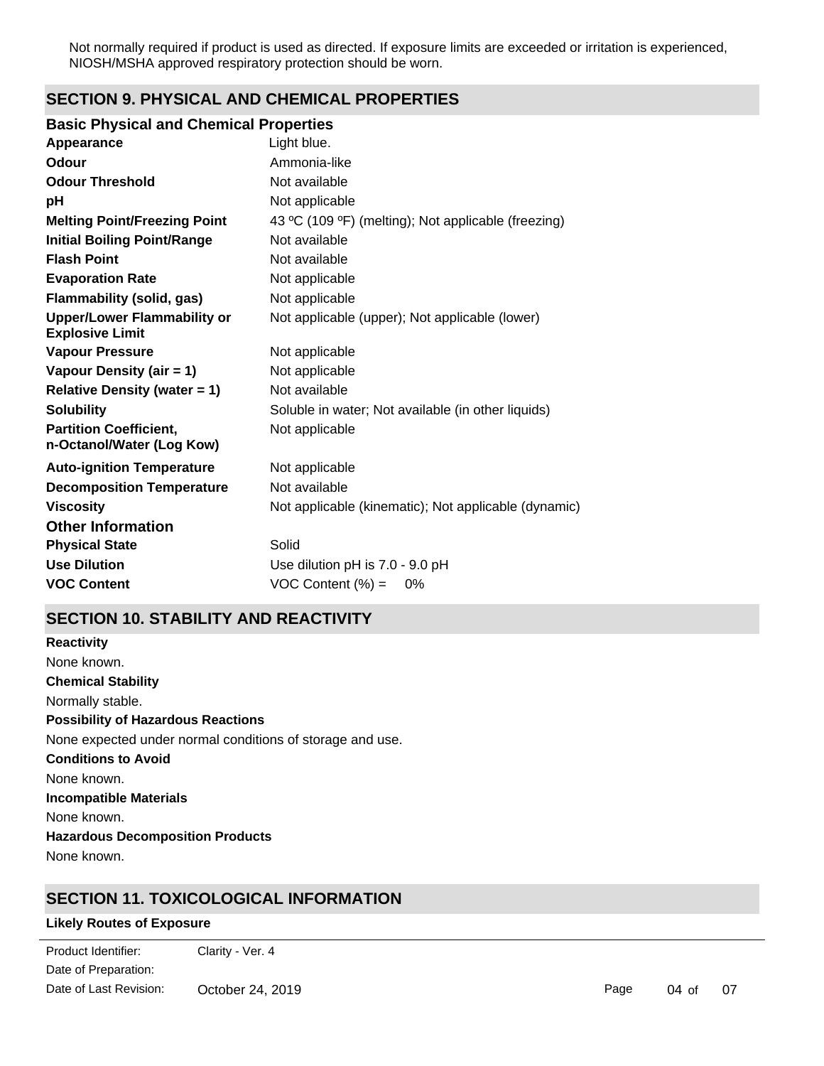Not normally required if product is used as directed. If exposure limits are exceeded or irritation is experienced, NIOSH/MSHA approved respiratory protection should be worn.

## SECTION 9. PHYSICAL AND CHEMICAL PROPERTIES

### Basic Physical and Chemical Properties

| | |
|---|---|
| **Appearance** | Light blue. |
| **Odour** | Ammonia-like |
| **Odour Threshold** | Not available |
| **pH** | Not applicable |
| **Melting Point/Freezing Point** | 43 ºC (109 ºF) (melting); Not applicable (freezing) |
| **Initial Boiling Point/Range** | Not available |
| **Flash Point** | Not available |
| **Evaporation Rate** | Not applicable |
| **Flammability (solid, gas)** | Not applicable |
| **Upper/Lower Flammability or Explosive Limit** | Not applicable (upper); Not applicable (lower) |
| **Vapour Pressure** | Not applicable |
| **Vapour Density (air = 1)** | Not applicable |
| **Relative Density (water = 1)** | Not available |
| **Solubility** | Soluble in water; Not available (in other liquids) |
| **Partition Coefficient, n-Octanol/Water (Log Kow)** | Not applicable |
| **Auto-ignition Temperature** | Not applicable |
| **Decomposition Temperature** | Not available |
| **Viscosity** | Not applicable (kinematic); Not applicable (dynamic) |

### Other Information

| | |
|---|---|
| **Physical State** | Solid |
| **Use Dilution** | Use dilution pH is 7.0 - 9.0 pH |
| **VOC Content** | VOC Content (%) = 0% |

## SECTION 10. STABILITY AND REACTIVITY

**Reactivity**

None known.

**Chemical Stability**

Normally stable.

**Possibility of Hazardous Reactions**

None expected under normal conditions of storage and use.

**Conditions to Avoid**

None known.

**Incompatible Materials**

None known.

**Hazardous Decomposition Products**

None known.

## SECTION 11. TOXICOLOGICAL INFORMATION

**Likely Routes of Exposure**

Product Identifier: Clarity - Ver. 4
Date of Preparation:
Date of Last Revision: October 24, 2019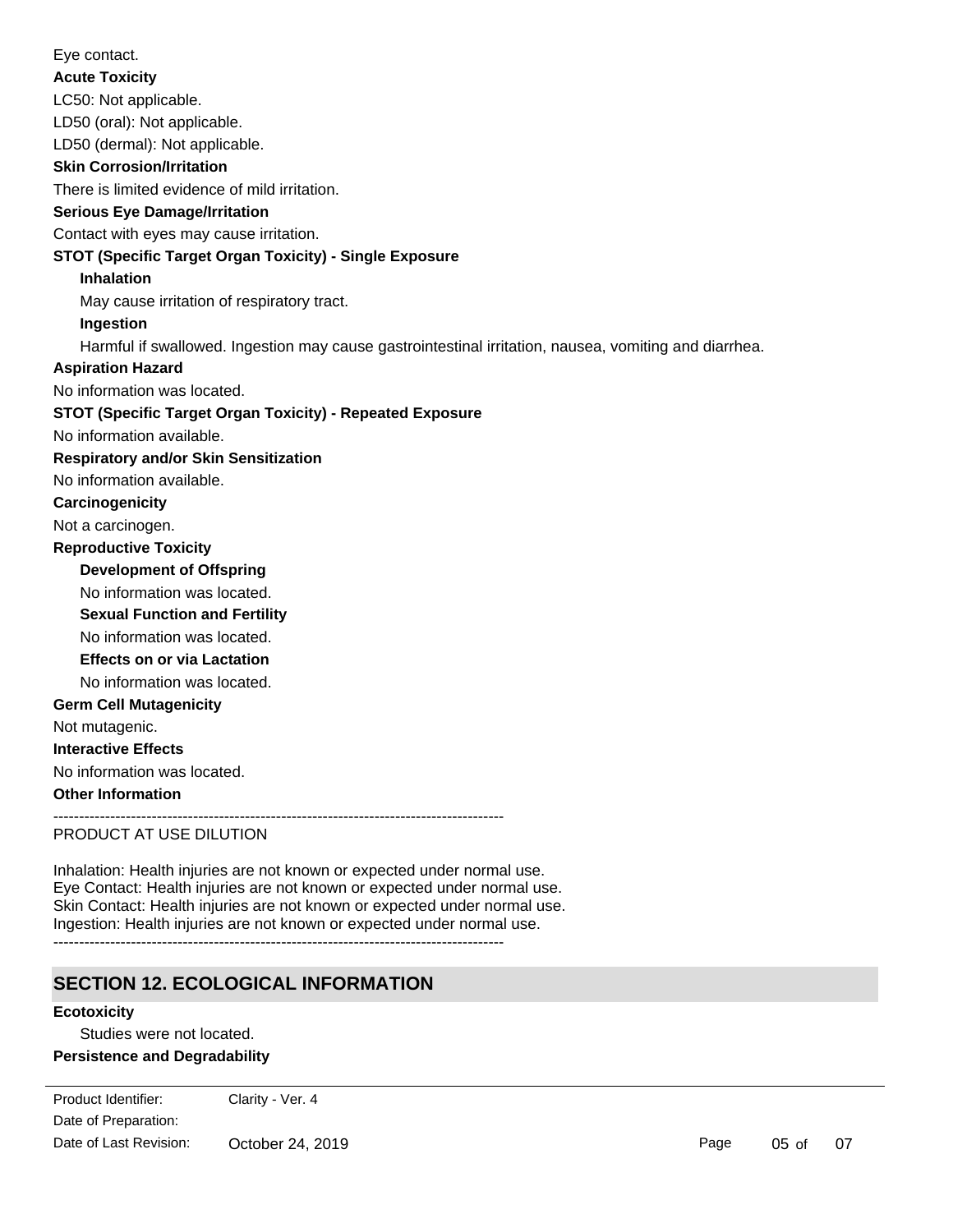Eye contact.

**Acute Toxicity**

LC50: Not applicable.

LD50 (oral): Not applicable.

LD50 (dermal): Not applicable.

**Skin Corrosion/Irritation**

There is limited evidence of mild irritation.

**Serious Eye Damage/Irritation**

Contact with eyes may cause irritation.

**STOT (Specific Target Organ Toxicity) - Single Exposure**

**Inhalation**

May cause irritation of respiratory tract.

**Ingestion**

Harmful if swallowed. Ingestion may cause gastrointestinal irritation, nausea, vomiting and diarrhea.

**Aspiration Hazard**

No information was located.

**STOT (Specific Target Organ Toxicity) - Repeated Exposure**

No information available.

**Respiratory and/or Skin Sensitization**

No information available.

**Carcinogenicity**

Not a carcinogen.

**Reproductive Toxicity**

**Development of Offspring**

No information was located.

**Sexual Function and Fertility**

No information was located.

**Effects on or via Lactation**

No information was located.

**Germ Cell Mutagenicity**

Not mutagenic.

**Interactive Effects**

No information was located.

**Other Information**

---------------------------------------------------------------------------------------

PRODUCT AT USE DILUTION

Inhalation: Health injuries are not known or expected under normal use.
Eye Contact: Health injuries are not known or expected under normal use.
Skin Contact: Health injuries are not known or expected under normal use.
Ingestion: Health injuries are not known or expected under normal use.

---------------------------------------------------------------------------------------

## SECTION 12. ECOLOGICAL INFORMATION

**Ecotoxicity**

Studies were not located.

**Persistence and Degradability**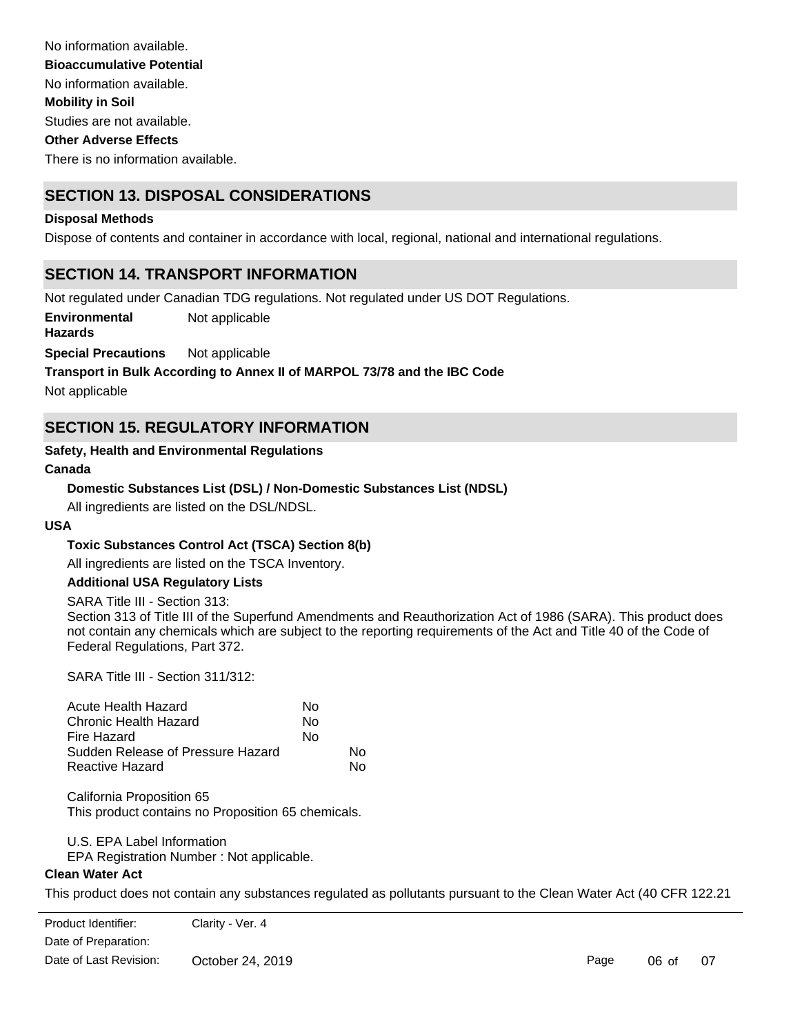No information available.

**Bioaccumulative Potential**

No information available.

**Mobility in Soil**

Studies are not available.

**Other Adverse Effects**

There is no information available.

## SECTION 13. DISPOSAL CONSIDERATIONS

**Disposal Methods**

Dispose of contents and container in accordance with local, regional, national and international regulations.

## SECTION 14. TRANSPORT INFORMATION

Not regulated under Canadian TDG regulations. Not regulated under US DOT Regulations.

**Environmental Hazards** Not applicable

**Special Precautions** Not applicable

**Transport in Bulk According to Annex II of MARPOL 73/78 and the IBC Code**

Not applicable

## SECTION 15. REGULATORY INFORMATION

**Safety, Health and Environmental Regulations**

**Canada**

**Domestic Substances List (DSL) / Non-Domestic Substances List (NDSL)**

All ingredients are listed on the DSL/NDSL.

**USA**

**Toxic Substances Control Act (TSCA) Section 8(b)**

All ingredients are listed on the TSCA Inventory.

**Additional USA Regulatory Lists**

SARA Title III - Section 313:
Section 313 of Title III of the Superfund Amendments and Reauthorization Act of 1986 (SARA). This product does not contain any chemicals which are subject to the reporting requirements of the Act and Title 40 of the Code of Federal Regulations, Part 372.

SARA Title III - Section 311/312:

| Hazard | |
|---|---|
| Acute Health Hazard | No |
| Chronic Health Hazard | No |
| Fire Hazard | No |
| Sudden Release of Pressure Hazard | No |
| Reactive Hazard | No |

California Proposition 65
This product contains no Proposition 65 chemicals.

U.S. EPA Label Information
EPA Registration Number : Not applicable.

**Clean Water Act**

This product does not contain any substances regulated as pollutants pursuant to the Clean Water Act (40 CFR 122.21

Product Identifier: Clarity - Ver. 4
Date of Preparation:
Date of Last Revision: October 24, 2019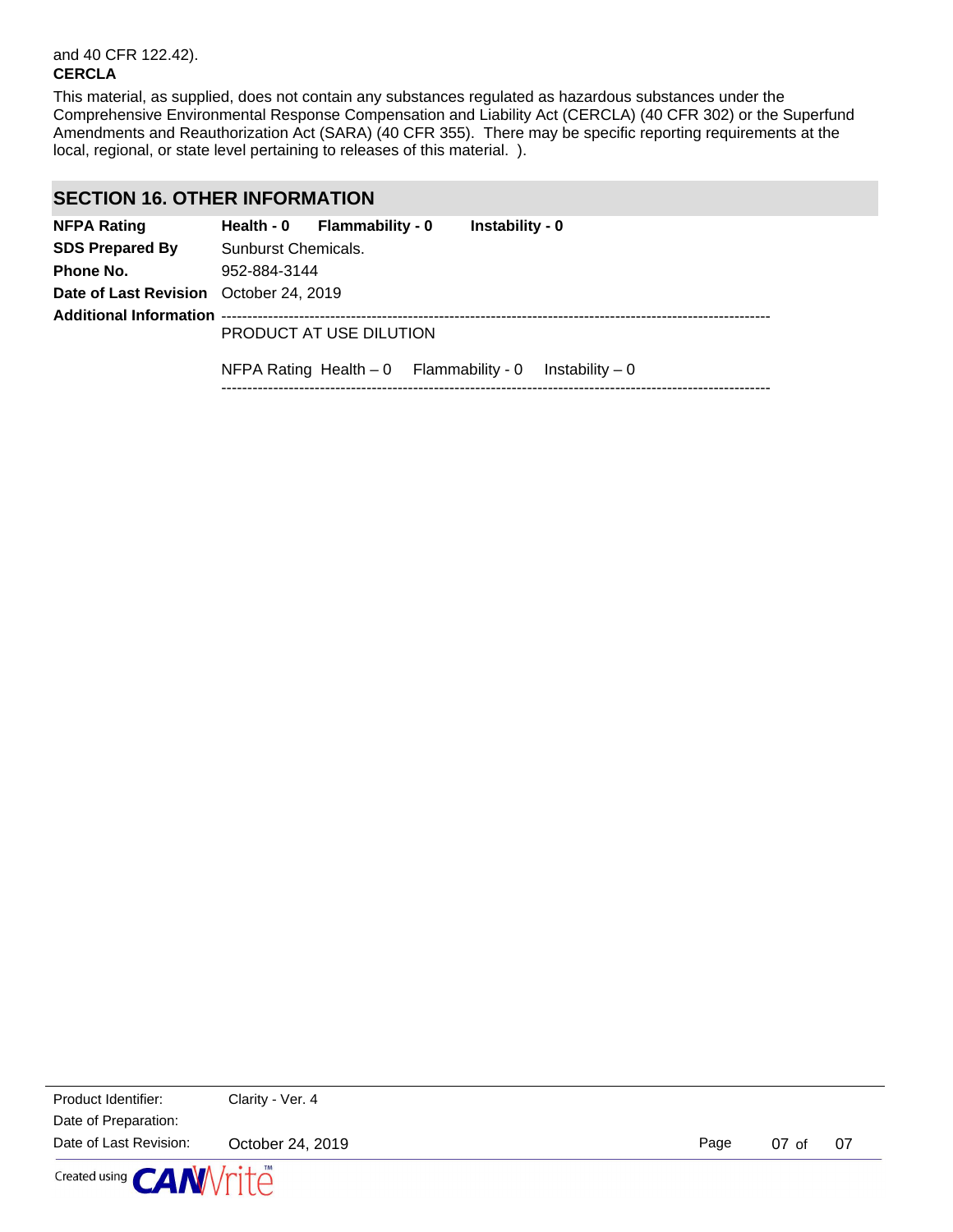and 40 CFR 122.42).

**CERCLA**

This material, as supplied, does not contain any substances regulated as hazardous substances under the Comprehensive Environmental Response Compensation and Liability Act (CERCLA) (40 CFR 302) or the Superfund Amendments and Reauthorization Act (SARA) (40 CFR 355). There may be specific reporting requirements at the local, regional, or state level pertaining to releases of this material. ).

## SECTION 16. OTHER INFORMATION

| | |
|---|---|
| **NFPA Rating** | **Health - 0 Flammability - 0 Instability - 0** |
| **SDS Prepared By** | Sunburst Chemicals. |
| **Phone No.** | 952-884-3144 |
| **Date of Last Revision** | October 24, 2019 |
| **Additional Information** | ---------------------------------------------------------------------------------------------------- |

PRODUCT AT USE DILUTION

NFPA Rating Health – 0 Flammability - 0 Instability – 0

----------------------------------------------------------------------------------------------------

Product Identifier: Clarity - Ver. 4

Date of Preparation:

Date of Last Revision: October 24, 2019

Created using CANWrite™